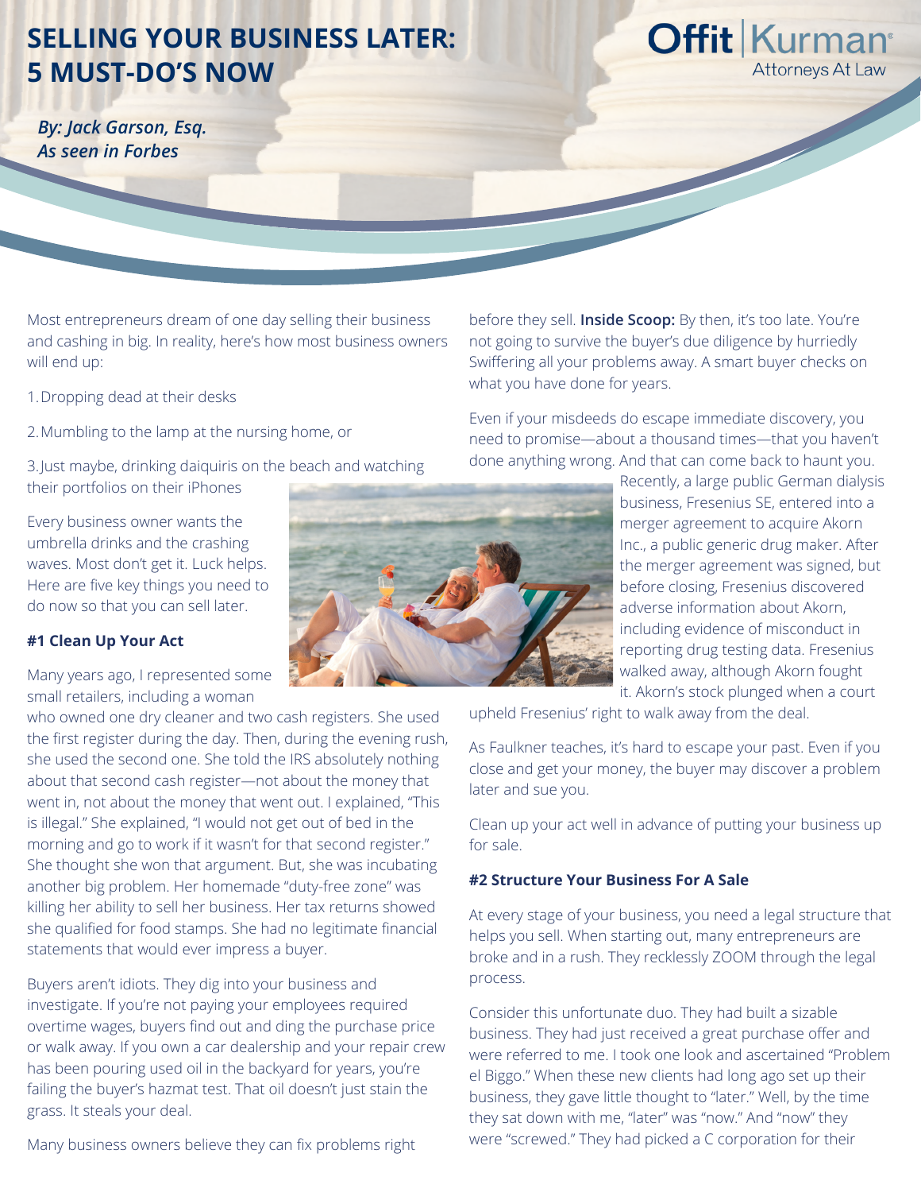# SELLING YOUR BUSINESS LATER: 5 MUST-DO'S NOW

Offit | Kurman
Attorneys At Law

*By: Jack Garson, Esq.*
*As seen in Forbes*

Most entrepreneurs dream of one day selling their business and cashing in big. In reality, here's how most business owners will end up:

1. Dropping dead at their desks
2. Mumbling to the lamp at the nursing home, or
3. Just maybe, drinking daiquiris on the beach and watching their portfolios on their iPhones

Every business owner wants the umbrella drinks and the crashing waves. Most don't get it. Luck helps. Here are five key things you need to do now so that you can sell later.

### #1 Clean Up Your Act

Many years ago, I represented some small retailers, including a woman who owned one dry cleaner and two cash registers. She used the first register during the day. Then, during the evening rush, she used the second one. She told the IRS absolutely nothing about that second cash register—not about the money that went in, not about the money that went out. I explained, "This is illegal." She explained, "I would not get out of bed in the morning and go to work if it wasn't for that second register." She thought she won that argument. But, she was incubating another big problem. Her homemade "duty-free zone" was killing her ability to sell her business. Her tax returns showed she qualified for food stamps. She had no legitimate financial statements that would ever impress a buyer.

Buyers aren't idiots. They dig into your business and investigate. If you're not paying your employees required overtime wages, buyers find out and ding the purchase price or walk away. If you own a car dealership and your repair crew has been pouring used oil in the backyard for years, you're failing the buyer's hazmat test. That oil doesn't just stain the grass. It steals your deal.

Many business owners believe they can fix problems right before they sell. **Inside Scoop:** By then, it's too late. You're not going to survive the buyer's due diligence by hurriedly Swiffering all your problems away. A smart buyer checks on what you have done for years.

Even if your misdeeds do escape immediate discovery, you need to promise—about a thousand times—that you haven't done anything wrong. And that can come back to haunt you. Recently, a large public German dialysis business, Fresenius SE, entered into a merger agreement to acquire Akorn Inc., a public generic drug maker. After the merger agreement was signed, but before closing, Fresenius discovered adverse information about Akorn, including evidence of misconduct in reporting drug testing data. Fresenius walked away, although Akorn fought it. Akorn's stock plunged when a court upheld Fresenius' right to walk away from the deal.

As Faulkner teaches, it's hard to escape your past. Even if you close and get your money, the buyer may discover a problem later and sue you.

Clean up your act well in advance of putting your business up for sale.

### #2 Structure Your Business For A Sale

At every stage of your business, you need a legal structure that helps you sell. When starting out, many entrepreneurs are broke and in a rush. They recklessly ZOOM through the legal process.

Consider this unfortunate duo. They had built a sizable business. They had just received a great purchase offer and were referred to me. I took one look and ascertained "Problem el Biggo." When these new clients had long ago set up their business, they gave little thought to "later." Well, by the time they sat down with me, "later" was "now." And "now" they were "screwed." They had picked a C corporation for their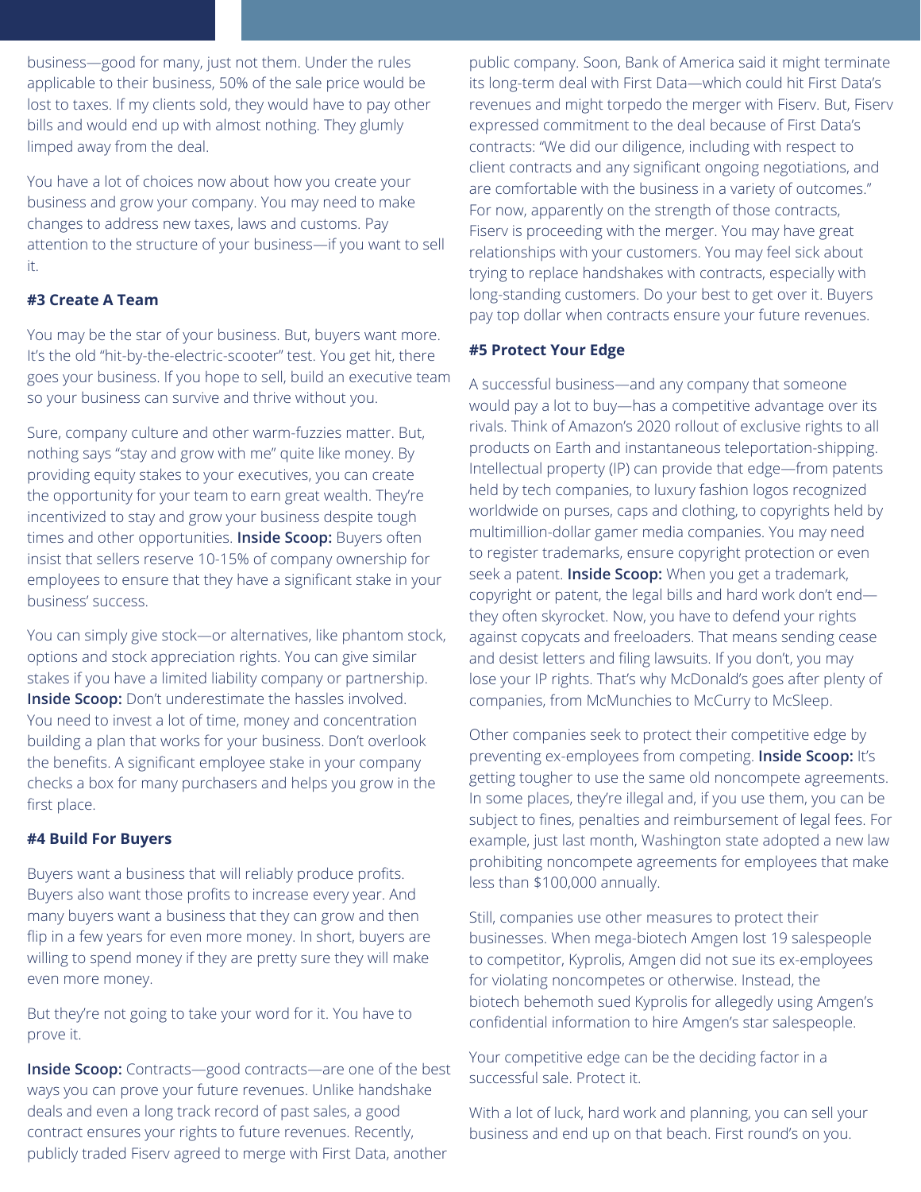business—good for many, just not them. Under the rules applicable to their business, 50% of the sale price would be lost to taxes. If my clients sold, they would have to pay other bills and would end up with almost nothing. They glumly limped away from the deal.

You have a lot of choices now about how you create your business and grow your company. You may need to make changes to address new taxes, laws and customs. Pay attention to the structure of your business—if you want to sell it.

**#3 Create A Team**

You may be the star of your business. But, buyers want more. It's the old "hit-by-the-electric-scooter" test. You get hit, there goes your business. If you hope to sell, build an executive team so your business can survive and thrive without you.

Sure, company culture and other warm-fuzzies matter. But, nothing says "stay and grow with me" quite like money. By providing equity stakes to your executives, you can create the opportunity for your team to earn great wealth. They're incentivized to stay and grow your business despite tough times and other opportunities. **Inside Scoop:** Buyers often insist that sellers reserve 10-15% of company ownership for employees to ensure that they have a significant stake in your business' success.

You can simply give stock—or alternatives, like phantom stock, options and stock appreciation rights. You can give similar stakes if you have a limited liability company or partnership. **Inside Scoop:** Don't underestimate the hassles involved. You need to invest a lot of time, money and concentration building a plan that works for your business. Don't overlook the benefits. A significant employee stake in your company checks a box for many purchasers and helps you grow in the first place.

**#4 Build For Buyers**

Buyers want a business that will reliably produce profits. Buyers also want those profits to increase every year. And many buyers want a business that they can grow and then flip in a few years for even more money. In short, buyers are willing to spend money if they are pretty sure they will make even more money.

But they're not going to take your word for it. You have to prove it.

**Inside Scoop:** Contracts—good contracts—are one of the best ways you can prove your future revenues. Unlike handshake deals and even a long track record of past sales, a good contract ensures your rights to future revenues. Recently, publicly traded Fiserv agreed to merge with First Data, another public company. Soon, Bank of America said it might terminate its long-term deal with First Data—which could hit First Data's revenues and might torpedo the merger with Fiserv. But, Fiserv expressed commitment to the deal because of First Data's contracts: "We did our diligence, including with respect to client contracts and any significant ongoing negotiations, and are comfortable with the business in a variety of outcomes." For now, apparently on the strength of those contracts, Fiserv is proceeding with the merger. You may have great relationships with your customers. You may feel sick about trying to replace handshakes with contracts, especially with long-standing customers. Do your best to get over it. Buyers pay top dollar when contracts ensure your future revenues.

**#5 Protect Your Edge**

A successful business—and any company that someone would pay a lot to buy—has a competitive advantage over its rivals. Think of Amazon's 2020 rollout of exclusive rights to all products on Earth and instantaneous teleportation-shipping. Intellectual property (IP) can provide that edge—from patents held by tech companies, to luxury fashion logos recognized worldwide on purses, caps and clothing, to copyrights held by multimillion-dollar gamer media companies. You may need to register trademarks, ensure copyright protection or even seek a patent. **Inside Scoop:** When you get a trademark, copyright or patent, the legal bills and hard work don't end—they often skyrocket. Now, you have to defend your rights against copycats and freeloaders. That means sending cease and desist letters and filing lawsuits. If you don't, you may lose your IP rights. That's why McDonald's goes after plenty of companies, from McMunchies to McCurry to McSleep.

Other companies seek to protect their competitive edge by preventing ex-employees from competing. **Inside Scoop:** It's getting tougher to use the same old noncompete agreements. In some places, they're illegal and, if you use them, you can be subject to fines, penalties and reimbursement of legal fees. For example, just last month, Washington state adopted a new law prohibiting noncompete agreements for employees that make less than $100,000 annually.

Still, companies use other measures to protect their businesses. When mega-biotech Amgen lost 19 salespeople to competitor, Kyprolis, Amgen did not sue its ex-employees for violating noncompetes or otherwise. Instead, the biotech behemoth sued Kyprolis for allegedly using Amgen's confidential information to hire Amgen's star salespeople.

Your competitive edge can be the deciding factor in a successful sale. Protect it.

With a lot of luck, hard work and planning, you can sell your business and end up on that beach. First round's on you.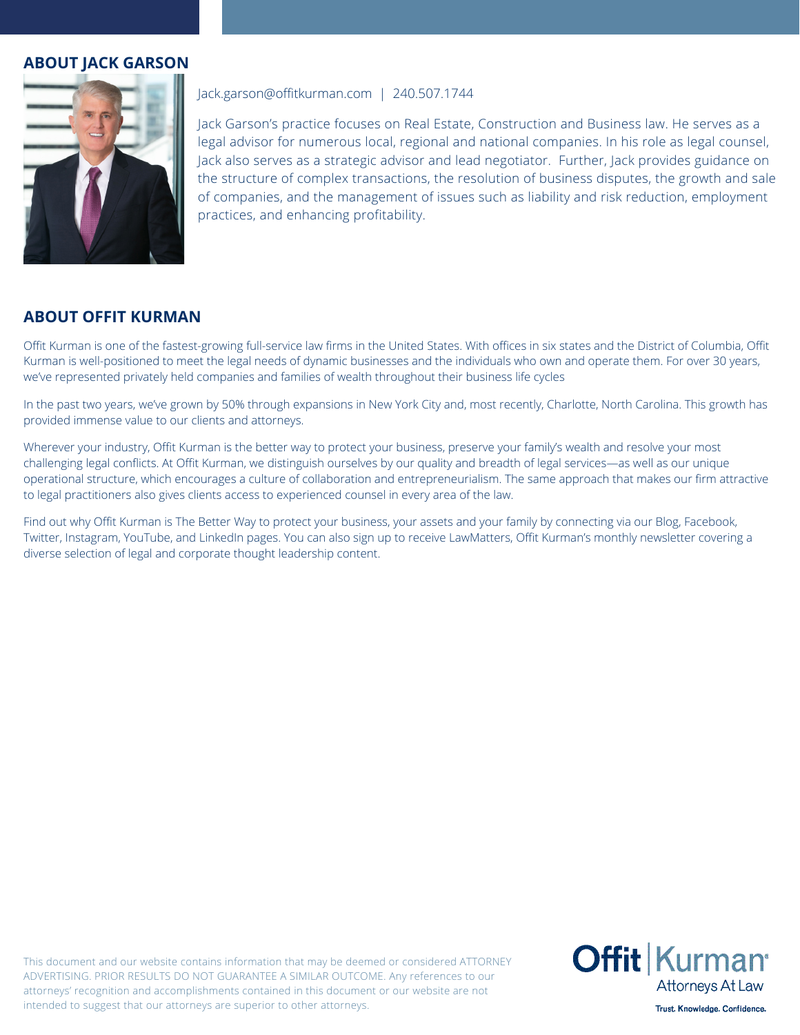## ABOUT JACK GARSON

Jack.garson@offitkurman.com | 240.507.1744

Jack Garson's practice focuses on Real Estate, Construction and Business law. He serves as a legal advisor for numerous local, regional and national companies. In his role as legal counsel, Jack also serves as a strategic advisor and lead negotiator. Further, Jack provides guidance on the structure of complex transactions, the resolution of business disputes, the growth and sale of companies, and the management of issues such as liability and risk reduction, employment practices, and enhancing profitability.

## ABOUT OFFIT KURMAN

Offit Kurman is one of the fastest-growing full-service law firms in the United States. With offices in six states and the District of Columbia, Offit Kurman is well-positioned to meet the legal needs of dynamic businesses and the individuals who own and operate them. For over 30 years, we've represented privately held companies and families of wealth throughout their business life cycles

In the past two years, we've grown by 50% through expansions in New York City and, most recently, Charlotte, North Carolina. This growth has provided immense value to our clients and attorneys.

Wherever your industry, Offit Kurman is the better way to protect your business, preserve your family's wealth and resolve your most challenging legal conflicts. At Offit Kurman, we distinguish ourselves by our quality and breadth of legal services—as well as our unique operational structure, which encourages a culture of collaboration and entrepreneurialism. The same approach that makes our firm attractive to legal practitioners also gives clients access to experienced counsel in every area of the law.

Find out why Offit Kurman is The Better Way to protect your business, your assets and your family by connecting via our Blog, Facebook, Twitter, Instagram, YouTube, and LinkedIn pages. You can also sign up to receive LawMatters, Offit Kurman's monthly newsletter covering a diverse selection of legal and corporate thought leadership content.

This document and our website contains information that may be deemed or considered ATTORNEY ADVERTISING. PRIOR RESULTS DO NOT GUARANTEE A SIMILAR OUTCOME. Any references to our attorneys' recognition and accomplishments contained in this document or our website are not intended to suggest that our attorneys are superior to other attorneys.

Offit | Kurman
Attorneys At Law
Trust. Knowledge. Confidence.